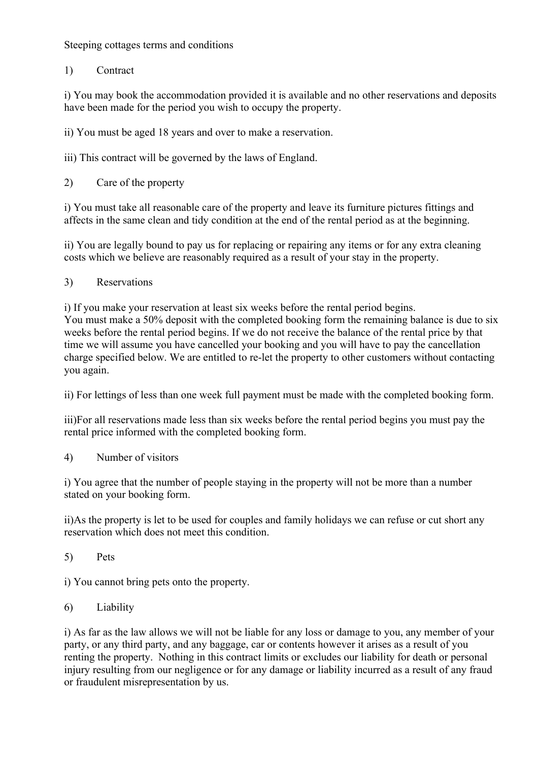Steeping cottages terms and conditions

1) Contract

i) You may book the accommodation provided it is available and no other reservations and deposits have been made for the period you wish to occupy the property.

ii) You must be aged 18 years and over to make a reservation.

iii) This contract will be governed by the laws of England.

2) Care of the property

i) You must take all reasonable care of the property and leave its furniture pictures fittings and affects in the same clean and tidy condition at the end of the rental period as at the beginning.

ii) You are legally bound to pay us for replacing or repairing any items or for any extra cleaning costs which we believe are reasonably required as a result of your stay in the property.

3) Reservations

i) If you make your reservation at least six weeks before the rental period begins.
You must make a 50% deposit with the completed booking form the remaining balance is due to six weeks before the rental period begins. If we do not receive the balance of the rental price by that time we will assume you have cancelled your booking and you will have to pay the cancellation charge specified below. We are entitled to re-let the property to other customers without contacting you again.

ii) For lettings of less than one week full payment must be made with the completed booking form.

iii)For all reservations made less than six weeks before the rental period begins you must pay the rental price informed with the completed booking form.

4) Number of visitors

i) You agree that the number of people staying in the property will not be more than a number stated on your booking form.

ii)As the property is let to be used for couples and family holidays we can refuse or cut short any reservation which does not meet this condition.

5) Pets

i) You cannot bring pets onto the property.

6) Liability

i) As far as the law allows we will not be liable for any loss or damage to you, any member of your party, or any third party, and any baggage, car or contents however it arises as a result of you renting the property. Nothing in this contract limits or excludes our liability for death or personal injury resulting from our negligence or for any damage or liability incurred as a result of any fraud or fraudulent misrepresentation by us.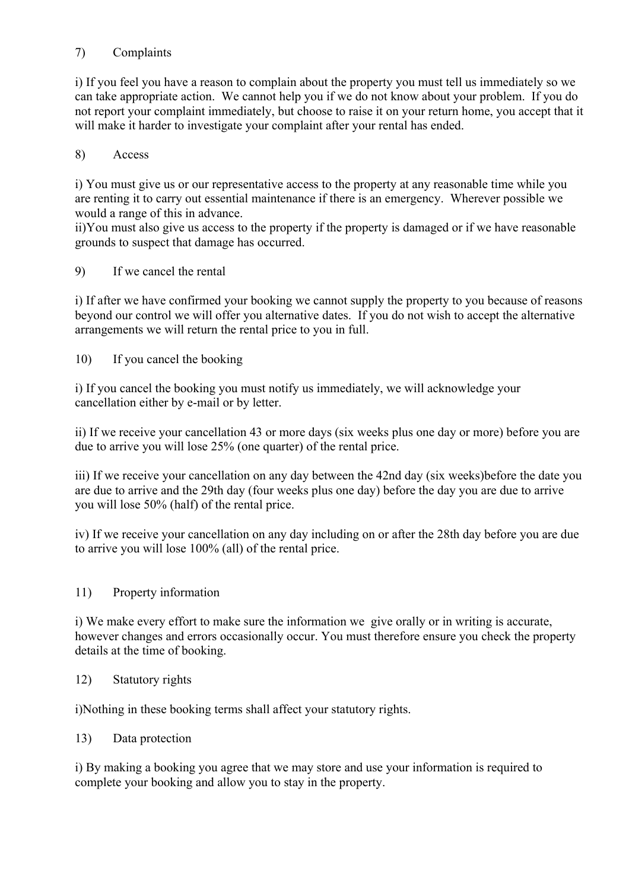7) Complaints

i) If you feel you have a reason to complain about the property you must tell us immediately so we can take appropriate action. We cannot help you if we do not know about your problem. If you do not report your complaint immediately, but choose to raise it on your return home, you accept that it will make it harder to investigate your complaint after your rental has ended.

8) Access

i) You must give us or our representative access to the property at any reasonable time while you are renting it to carry out essential maintenance if there is an emergency. Wherever possible we would a range of this in advance.
ii)You must also give us access to the property if the property is damaged or if we have reasonable grounds to suspect that damage has occurred.

9) If we cancel the rental

i) If after we have confirmed your booking we cannot supply the property to you because of reasons beyond our control we will offer you alternative dates. If you do not wish to accept the alternative arrangements we will return the rental price to you in full.

10) If you cancel the booking

i) If you cancel the booking you must notify us immediately, we will acknowledge your cancellation either by e-mail or by letter.

ii) If we receive your cancellation 43 or more days (six weeks plus one day or more) before you are due to arrive you will lose 25% (one quarter) of the rental price.

iii) If we receive your cancellation on any day between the 42nd day (six weeks)before the date you are due to arrive and the 29th day (four weeks plus one day) before the day you are due to arrive you will lose 50% (half) of the rental price.

iv) If we receive your cancellation on any day including on or after the 28th day before you are due to arrive you will lose 100% (all) of the rental price.

11) Property information

i) We make every effort to make sure the information we give orally or in writing is accurate, however changes and errors occasionally occur. You must therefore ensure you check the property details at the time of booking.

12) Statutory rights

i)Nothing in these booking terms shall affect your statutory rights.

13) Data protection

i) By making a booking you agree that we may store and use your information is required to complete your booking and allow you to stay in the property.